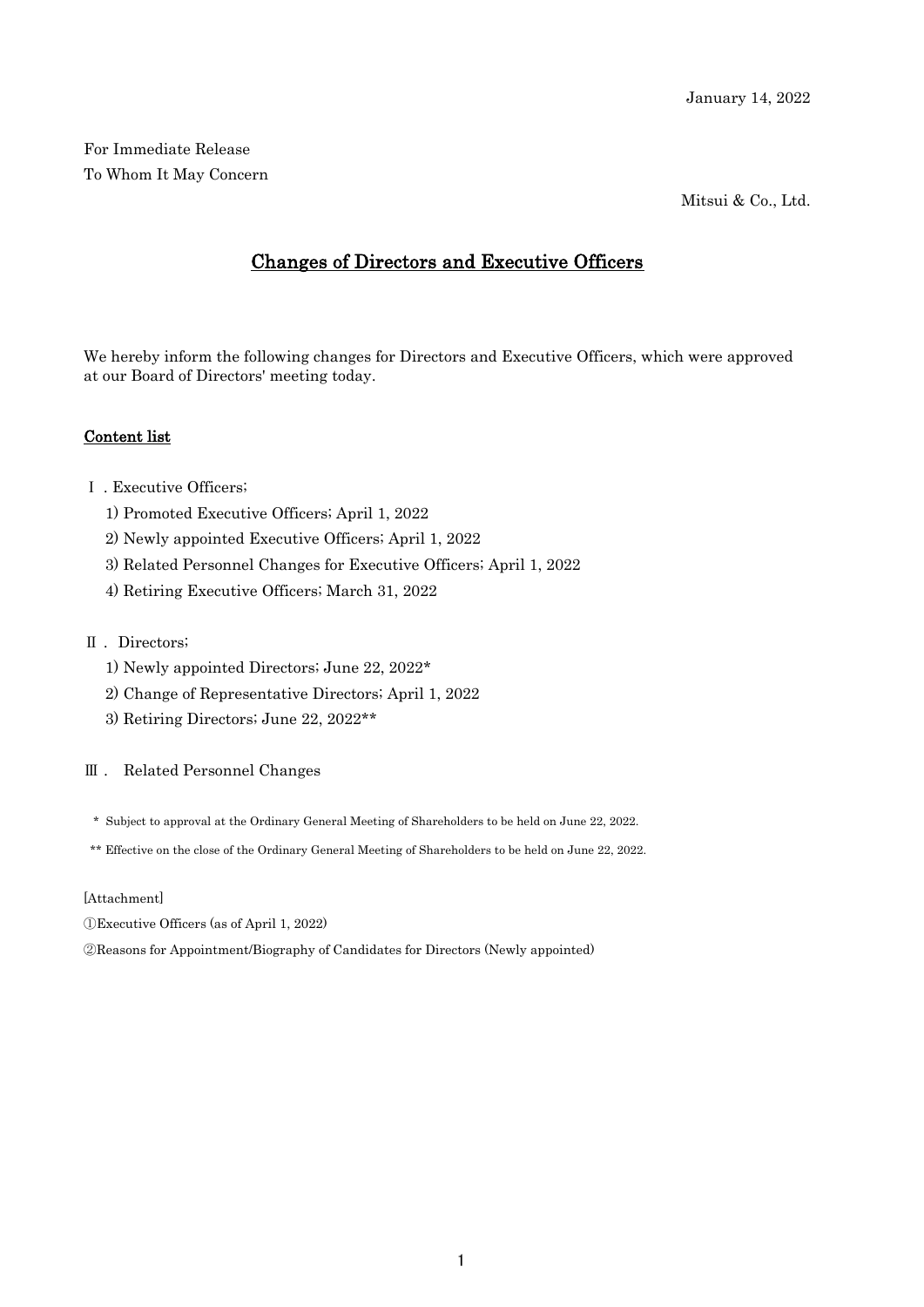January 14, 2022

For Immediate Release
To Whom It May Concern

Mitsui & Co., Ltd.

# Changes of Directors and Executive Officers

We hereby inform the following changes for Directors and Executive Officers, which were approved at our Board of Directors' meeting today.

## Content list

Ⅰ. Executive Officers;

1) Promoted Executive Officers; April 1, 2022
2) Newly appointed Executive Officers; April 1, 2022
3) Related Personnel Changes for Executive Officers; April 1, 2022
4) Retiring Executive Officers; March 31, 2022

Ⅱ. Directors;

1) Newly appointed Directors; June 22, 2022*
2) Change of Representative Directors; April 1, 2022
3) Retiring Directors; June 22, 2022**

Ⅲ. Related Personnel Changes

\* Subject to approval at the Ordinary General Meeting of Shareholders to be held on June 22, 2022.

** Effective on the close of the Ordinary General Meeting of Shareholders to be held on June 22, 2022.

[Attachment]

①Executive Officers (as of April 1, 2022)

②Reasons for Appointment/Biography of Candidates for Directors (Newly appointed)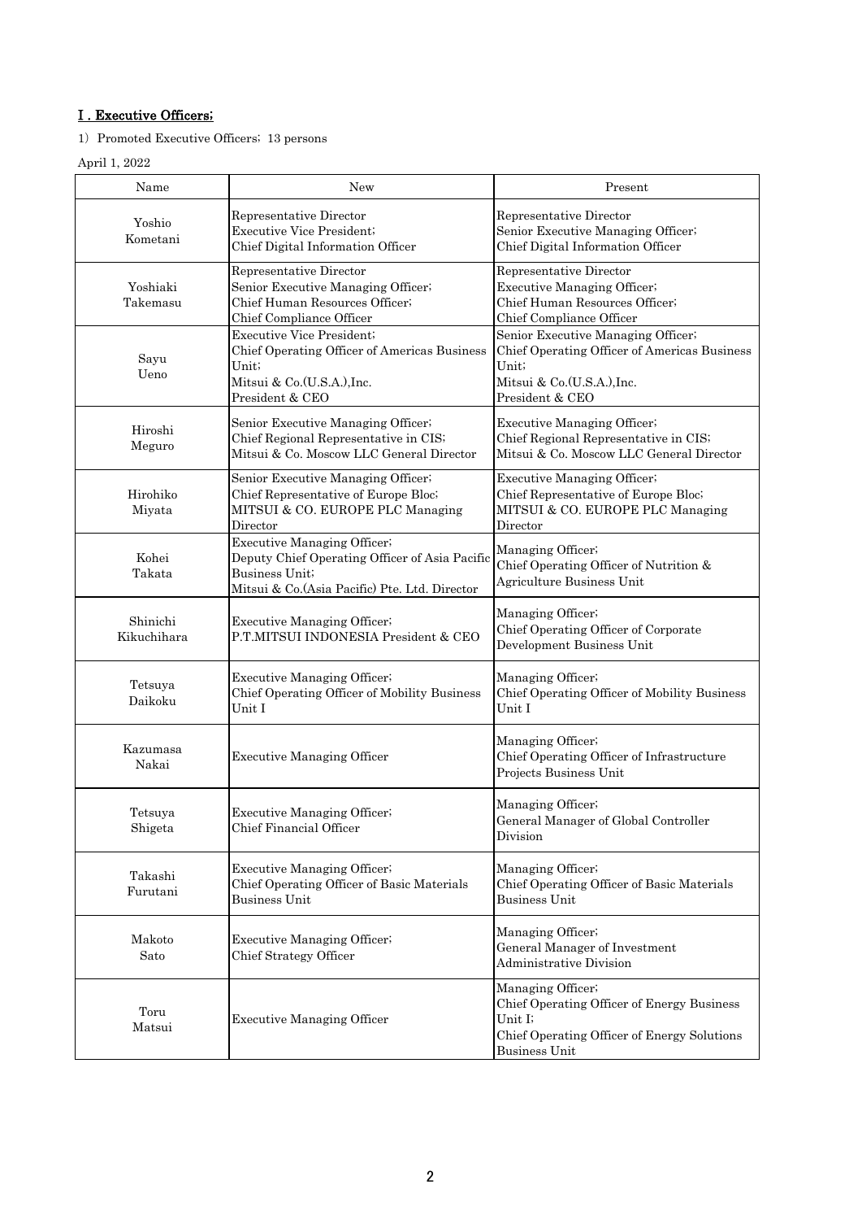## Ⅰ. Executive Officers;

1) Promoted Executive Officers; 13 persons

April 1, 2022

| Name | New | Present |
|---|---|---|
| Yoshio Kometani | Representative Director<br>Executive Vice President;<br>Chief Digital Information Officer | Representative Director<br>Senior Executive Managing Officer;<br>Chief Digital Information Officer |
| Yoshiaki Takemasu | Representative Director<br>Senior Executive Managing Officer;<br>Chief Human Resources Officer;<br>Chief Compliance Officer | Representative Director<br>Executive Managing Officer;<br>Chief Human Resources Officer;<br>Chief Compliance Officer |
| Sayu Ueno | Executive Vice President;<br>Chief Operating Officer of Americas Business Unit;<br>Mitsui & Co.(U.S.A.),Inc.<br>President & CEO | Senior Executive Managing Officer;<br>Chief Operating Officer of Americas Business Unit;<br>Mitsui & Co.(U.S.A.),Inc.<br>President & CEO |
| Hiroshi Meguro | Senior Executive Managing Officer;<br>Chief Regional Representative in CIS;<br>Mitsui & Co. Moscow LLC General Director | Executive Managing Officer;<br>Chief Regional Representative in CIS;<br>Mitsui & Co. Moscow LLC General Director |
| Hirohiko Miyata | Senior Executive Managing Officer;<br>Chief Representative of Europe Bloc;<br>MITSUI & CO. EUROPE PLC Managing Director | Executive Managing Officer;<br>Chief Representative of Europe Bloc;<br>MITSUI & CO. EUROPE PLC Managing Director |
| Kohei Takata | Executive Managing Officer;<br>Deputy Chief Operating Officer of Asia Pacific Business Unit;<br>Mitsui & Co.(Asia Pacific) Pte. Ltd. Director | Managing Officer;<br>Chief Operating Officer of Nutrition & Agriculture Business Unit |
| Shinichi Kikuchihara | Executive Managing Officer;<br>P.T.MITSUI INDONESIA President & CEO | Managing Officer;<br>Chief Operating Officer of Corporate Development Business Unit |
| Tetsuya Daikoku | Executive Managing Officer;<br>Chief Operating Officer of Mobility Business Unit I | Managing Officer;<br>Chief Operating Officer of Mobility Business Unit I |
| Kazumasa Nakai | Executive Managing Officer | Managing Officer;<br>Chief Operating Officer of Infrastructure Projects Business Unit |
| Tetsuya Shigeta | Executive Managing Officer;<br>Chief Financial Officer | Managing Officer;<br>General Manager of Global Controller Division |
| Takashi Furutani | Executive Managing Officer;<br>Chief Operating Officer of Basic Materials Business Unit | Managing Officer;<br>Chief Operating Officer of Basic Materials Business Unit |
| Makoto Sato | Executive Managing Officer;<br>Chief Strategy Officer | Managing Officer;<br>General Manager of Investment Administrative Division |
| Toru Matsui | Executive Managing Officer | Managing Officer;<br>Chief Operating Officer of Energy Business Unit I;<br>Chief Operating Officer of Energy Solutions Business Unit |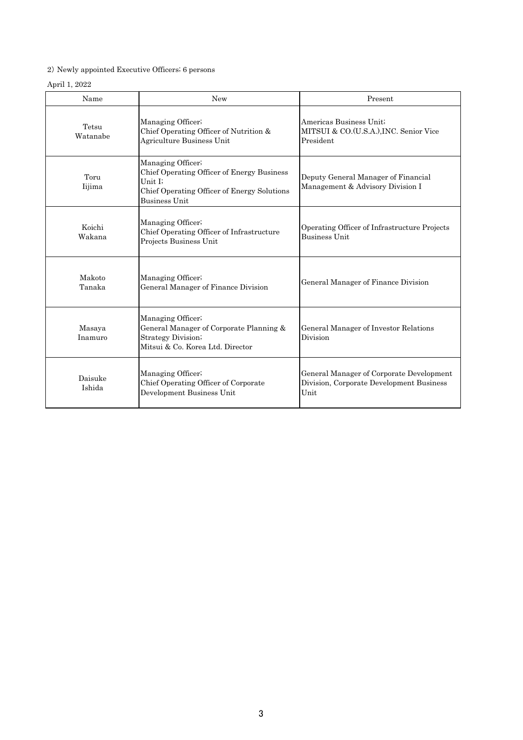2) Newly appointed Executive Officers; 6 persons

April 1, 2022

| Name | New | Present |
| --- | --- | --- |
| Tetsu Watanabe | Managing Officer; Chief Operating Officer of Nutrition & Agriculture Business Unit | Americas Business Unit; MITSUI & CO.(U.S.A.),INC. Senior Vice President |
| Toru Iijima | Managing Officer; Chief Operating Officer of Energy Business Unit I; Chief Operating Officer of Energy Solutions Business Unit | Deputy General Manager of Financial Management & Advisory Division I |
| Koichi Wakana | Managing Officer; Chief Operating Officer of Infrastructure Projects Business Unit | Operating Officer of Infrastructure Projects Business Unit |
| Makoto Tanaka | Managing Officer; General Manager of Finance Division | General Manager of Finance Division |
| Masaya Inamuro | Managing Officer; General Manager of Corporate Planning & Strategy Division; Mitsui & Co. Korea Ltd. Director | General Manager of Investor Relations Division |
| Daisuke Ishida | Managing Officer; Chief Operating Officer of Corporate Development Business Unit | General Manager of Corporate Development Division, Corporate Development Business Unit |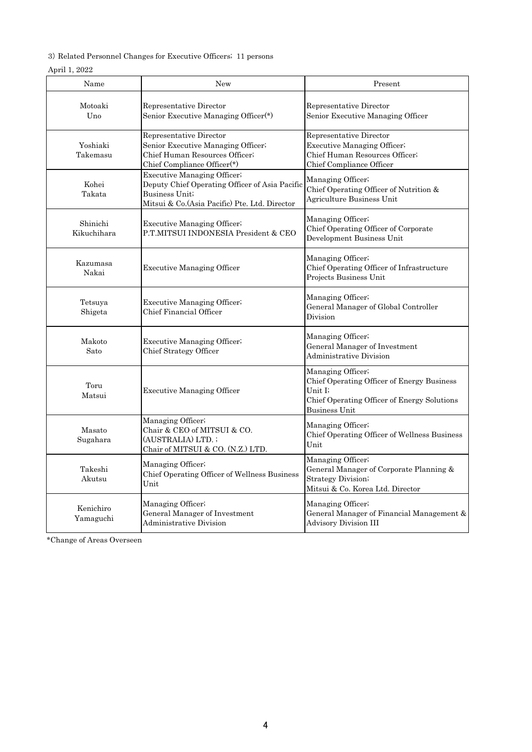3) Related Personnel Changes for Executive Officers; 11 persons

April 1, 2022

| Name | New | Present |
|---|---|---|
| Motoaki Uno | Representative Director<br>Senior Executive Managing Officer(*) | Representative Director<br>Senior Executive Managing Officer |
| Yoshiaki Takemasu | Representative Director<br>Senior Executive Managing Officer;<br>Chief Human Resources Officer;<br>Chief Compliance Officer(*) | Representative Director<br>Executive Managing Officer;<br>Chief Human Resources Officer;<br>Chief Compliance Officer |
| Kohei Takata | Executive Managing Officer;<br>Deputy Chief Operating Officer of Asia Pacific Business Unit;<br>Mitsui & Co.(Asia Pacific) Pte. Ltd. Director | Managing Officer;<br>Chief Operating Officer of Nutrition & Agriculture Business Unit |
| Shinichi Kikuchihara | Executive Managing Officer;<br>P.T.MITSUI INDONESIA President & CEO | Managing Officer;<br>Chief Operating Officer of Corporate Development Business Unit |
| Kazumasa Nakai | Executive Managing Officer | Managing Officer;<br>Chief Operating Officer of Infrastructure Projects Business Unit |
| Tetsuya Shigeta | Executive Managing Officer;<br>Chief Financial Officer | Managing Officer;<br>General Manager of Global Controller Division |
| Makoto Sato | Executive Managing Officer;<br>Chief Strategy Officer | Managing Officer;<br>General Manager of Investment Administrative Division |
| Toru Matsui | Executive Managing Officer | Managing Officer;<br>Chief Operating Officer of Energy Business Unit I;<br>Chief Operating Officer of Energy Solutions Business Unit |
| Masato Sugahara | Managing Officer;<br>Chair & CEO of MITSUI & CO. (AUSTRALIA) LTD. ;<br>Chair of MITSUI & CO. (N.Z.) LTD. | Managing Officer;<br>Chief Operating Officer of Wellness Business Unit |
| Takeshi Akutsu | Managing Officer;<br>Chief Operating Officer of Wellness Business Unit | Managing Officer;<br>General Manager of Corporate Planning & Strategy Division;<br>Mitsui & Co. Korea Ltd. Director |
| Kenichiro Yamaguchi | Managing Officer;<br>General Manager of Investment Administrative Division | Managing Officer;<br>General Manager of Financial Management & Advisory Division III |

*Change of Areas Overseen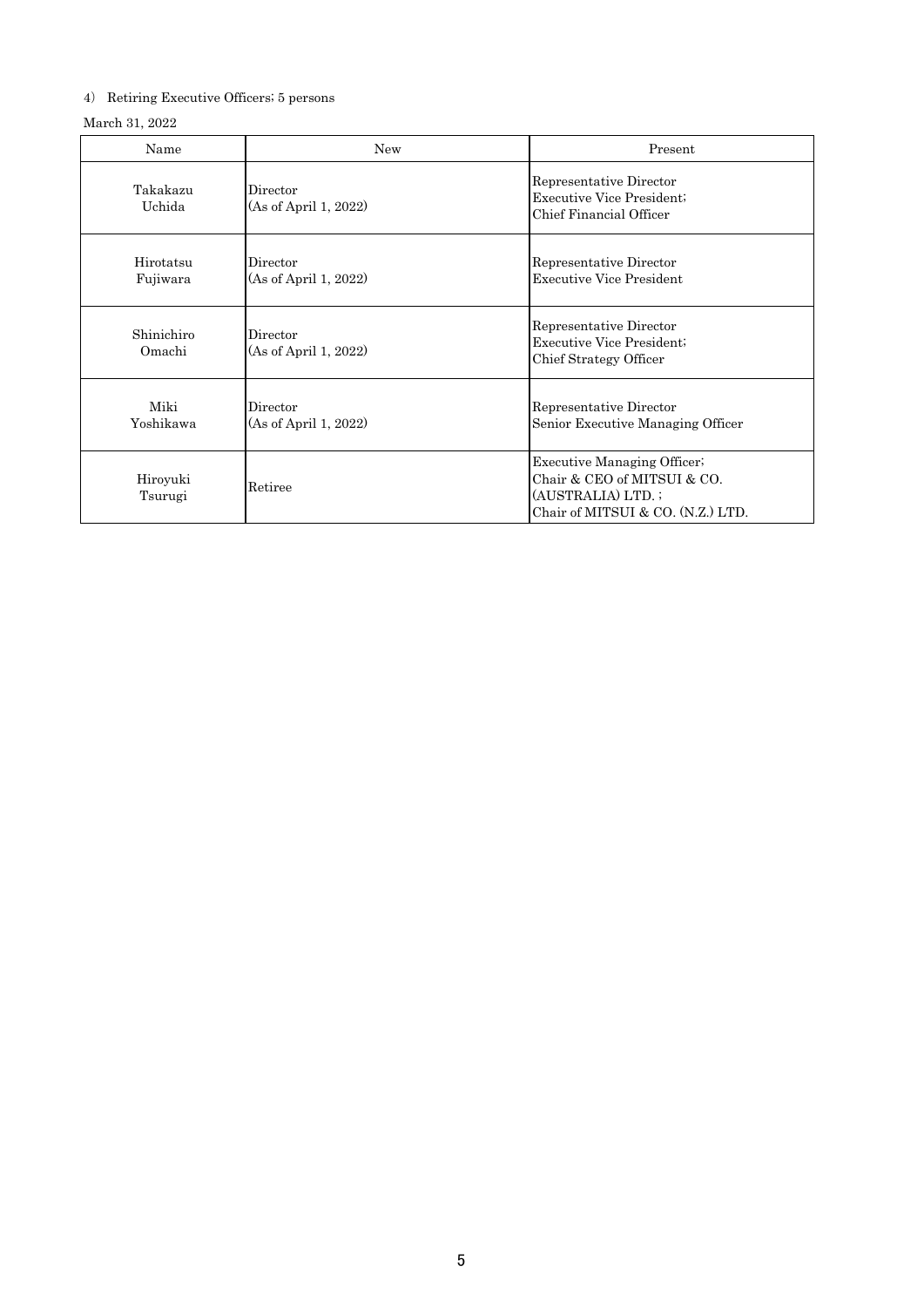4） Retiring Executive Officers; 5 persons

March 31, 2022

| Name | New | Present |
| --- | --- | --- |
| Takakazu Uchida | Director<br>(As of April 1, 2022) | Representative Director<br>Executive Vice President;<br>Chief Financial Officer |
| Hirotatsu Fujiwara | Director<br>(As of April 1, 2022) | Representative Director<br>Executive Vice President |
| Shinichiro Omachi | Director<br>(As of April 1, 2022) | Representative Director<br>Executive Vice President;<br>Chief Strategy Officer |
| Miki Yoshikawa | Director<br>(As of April 1, 2022) | Representative Director<br>Senior Executive Managing Officer |
| Hiroyuki Tsurugi | Retiree | Executive Managing Officer;<br>Chair & CEO of MITSUI & CO. (AUSTRALIA) LTD.;<br>Chair of MITSUI & CO. (N.Z.) LTD. |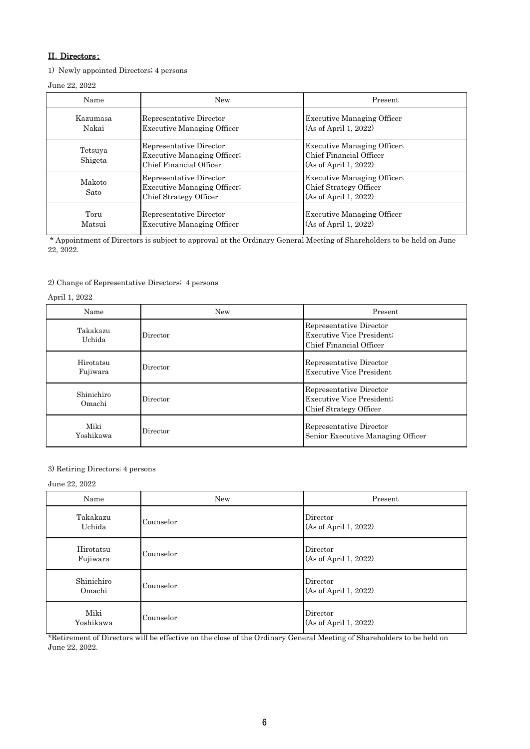## II. Directors;

1) Newly appointed Directors; 4 persons

June 22, 2022

| Name | New | Present |
|---|---|---|
| Kazumasa Nakai | Representative Director<br>Executive Managing Officer | Executive Managing Officer<br>(As of April 1, 2022) |
| Tetsuya Shigeta | Representative Director<br>Executive Managing Officer;<br>Chief Financial Officer | Executive Managing Officer;<br>Chief Financial Officer<br>(As of April 1, 2022) |
| Makoto Sato | Representative Director<br>Executive Managing Officer;<br>Chief Strategy Officer | Executive Managing Officer;<br>Chief Strategy Officer<br>(As of April 1, 2022) |
| Toru Matsui | Representative Director<br>Executive Managing Officer | Executive Managing Officer<br>(As of April 1, 2022) |

* Appointment of Directors is subject to approval at the Ordinary General Meeting of Shareholders to be held on June 22, 2022.

2) Change of Representative Directors; 4 persons

April 1, 2022

| Name | New | Present |
|---|---|---|
| Takakazu Uchida | Director | Representative Director<br>Executive Vice President;<br>Chief Financial Officer |
| Hirotatsu Fujiwara | Director | Representative Director<br>Executive Vice President |
| Shinichiro Omachi | Director | Representative Director<br>Executive Vice President;<br>Chief Strategy Officer |
| Miki Yoshikawa | Director | Representative Director<br>Senior Executive Managing Officer |

3) Retiring Directors; 4 persons

June 22, 2022

| Name | New | Present |
|---|---|---|
| Takakazu Uchida | Counselor | Director<br>(As of April 1, 2022) |
| Hirotatsu Fujiwara | Counselor | Director<br>(As of April 1, 2022) |
| Shinichiro Omachi | Counselor | Director<br>(As of April 1, 2022) |
| Miki Yoshikawa | Counselor | Director<br>(As of April 1, 2022) |

*Retirement of Directors will be effective on the close of the Ordinary General Meeting of Shareholders to be held on June 22, 2022.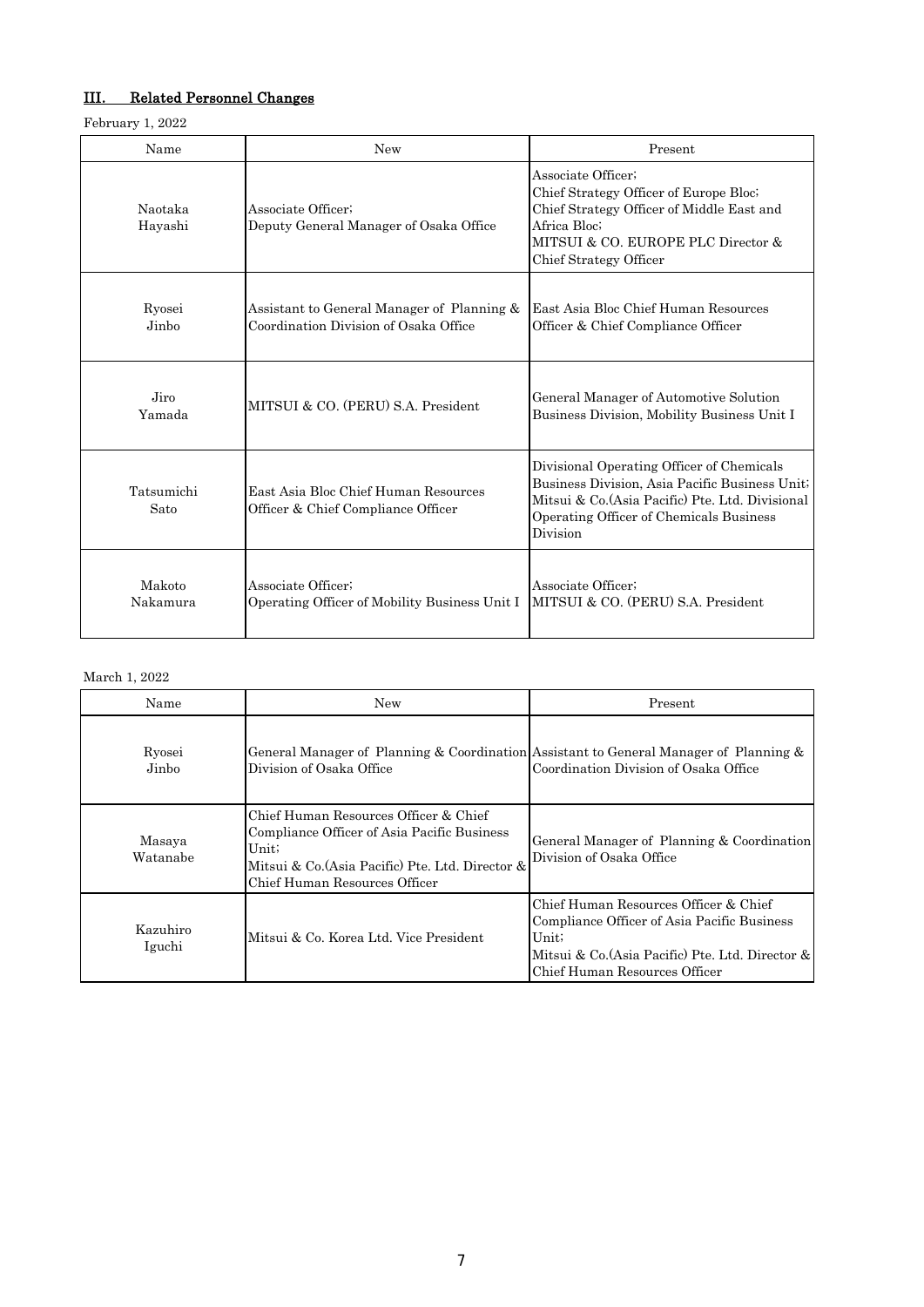## III. Related Personnel Changes

February 1, 2022

| Name | New | Present |
| --- | --- | --- |
| Naotaka Hayashi | Associate Officer; Deputy General Manager of Osaka Office | Associate Officer; Chief Strategy Officer of Europe Bloc; Chief Strategy Officer of Middle East and Africa Bloc; MITSUI & CO. EUROPE PLC Director & Chief Strategy Officer |
| Ryosei Jinbo | Assistant to General Manager of Planning & Coordination Division of Osaka Office | East Asia Bloc Chief Human Resources Officer & Chief Compliance Officer |
| Jiro Yamada | MITSUI & CO. (PERU) S.A. President | General Manager of Automotive Solution Business Division, Mobility Business Unit I |
| Tatsumichi Sato | East Asia Bloc Chief Human Resources Officer & Chief Compliance Officer | Divisional Operating Officer of Chemicals Business Division, Asia Pacific Business Unit; Mitsui & Co.(Asia Pacific) Pte. Ltd. Divisional Operating Officer of Chemicals Business Division |
| Makoto Nakamura | Associate Officer; Operating Officer of Mobility Business Unit I | Associate Officer; MITSUI & CO. (PERU) S.A. President |

March 1, 2022

| Name | New | Present |
| --- | --- | --- |
| Ryosei Jinbo | General Manager of Planning & Coordination Division of Osaka Office | Assistant to General Manager of Planning & Coordination Division of Osaka Office |
| Masaya Watanabe | Chief Human Resources Officer & Chief Compliance Officer of Asia Pacific Business Unit; Mitsui & Co.(Asia Pacific) Pte. Ltd. Director & Chief Human Resources Officer | General Manager of Planning & Coordination Division of Osaka Office |
| Kazuhiro Iguchi | Mitsui & Co. Korea Ltd. Vice President | Chief Human Resources Officer & Chief Compliance Officer of Asia Pacific Business Unit; Mitsui & Co.(Asia Pacific) Pte. Ltd. Director & Chief Human Resources Officer |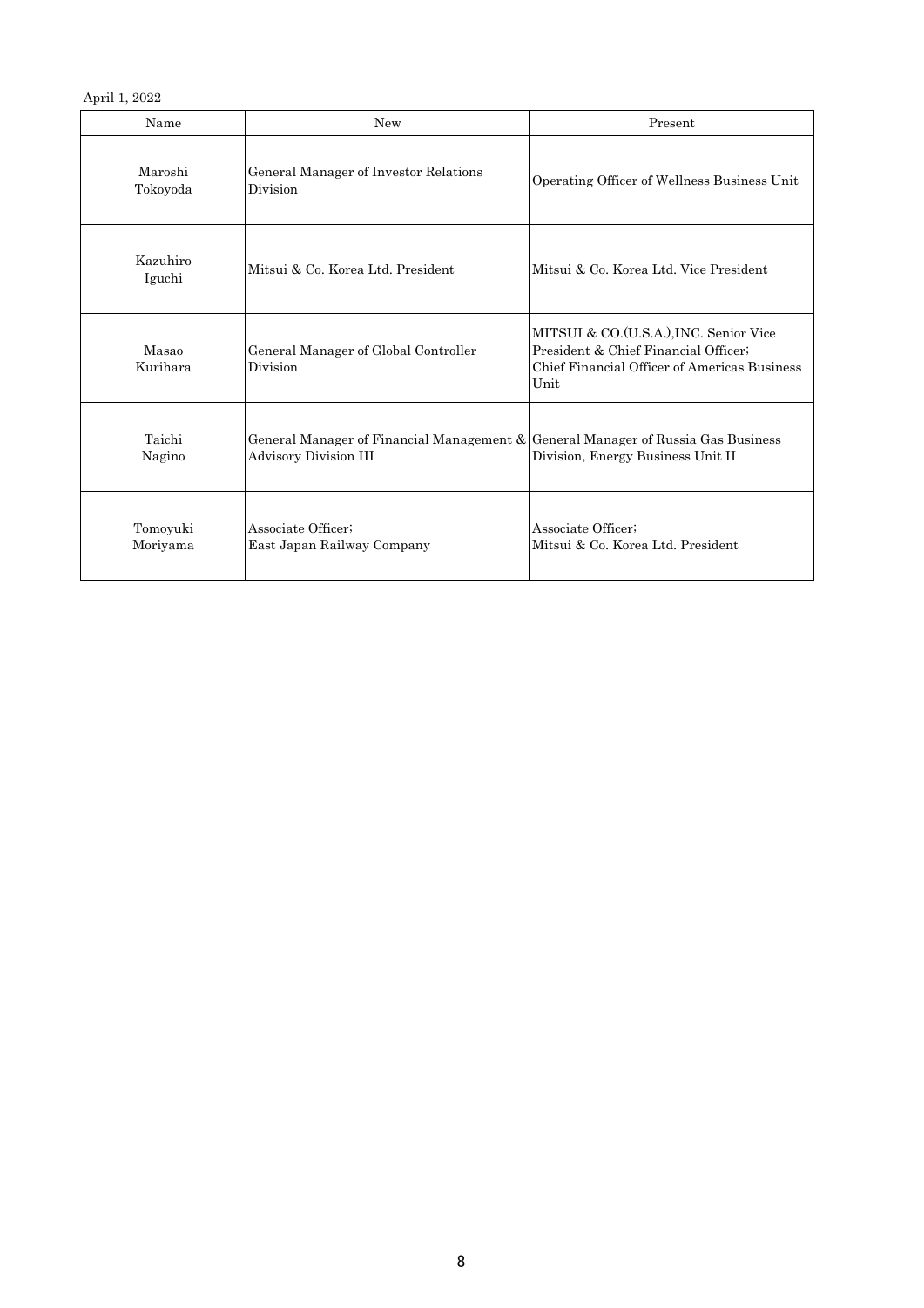April 1, 2022

| Name | New | Present |
|---|---|---|
| Maroshi Tokoyoda | General Manager of Investor Relations Division | Operating Officer of Wellness Business Unit |
| Kazuhiro Iguchi | Mitsui & Co. Korea Ltd. President | Mitsui & Co. Korea Ltd. Vice President |
| Masao Kurihara | General Manager of Global Controller Division | MITSUI & CO.(U.S.A.),INC. Senior Vice President & Chief Financial Officer; Chief Financial Officer of Americas Business Unit |
| Taichi Nagino | General Manager of Financial Management & Advisory Division III | General Manager of Russia Gas Business Division, Energy Business Unit II |
| Tomoyuki Moriyama | Associate Officer; East Japan Railway Company | Associate Officer; Mitsui & Co. Korea Ltd. President |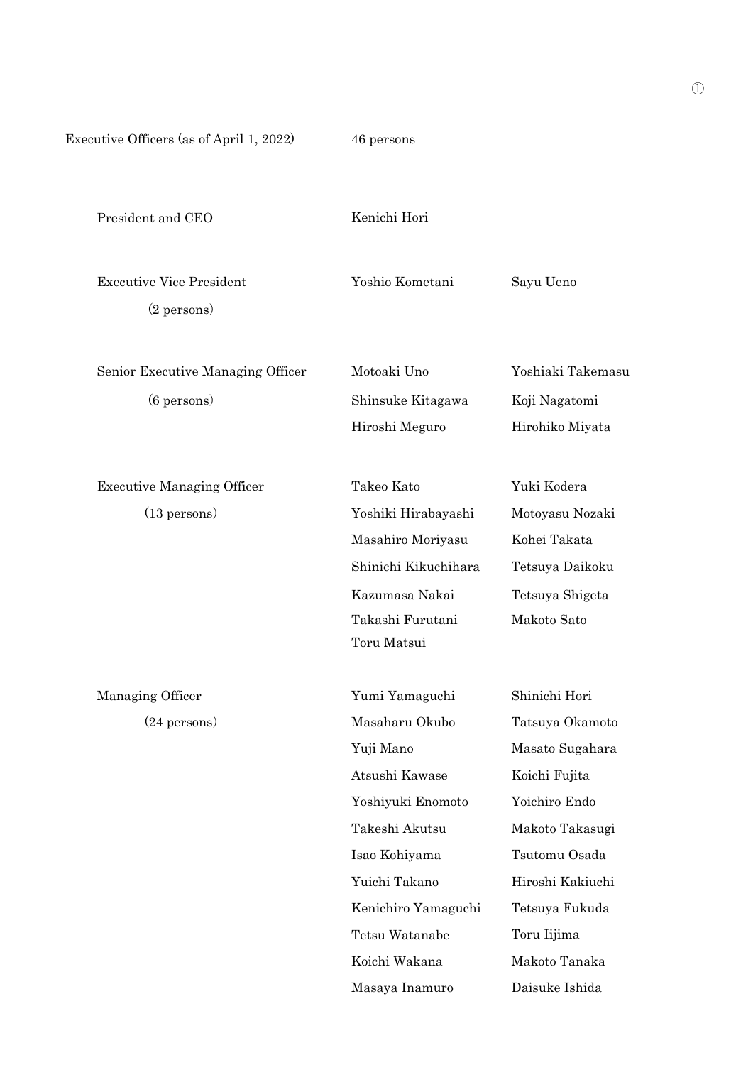①

Executive Officers (as of April 1, 2022) 46 persons

| Position | | |
|---|---|---|
| President and CEO | Kenichi Hori | |
| Executive Vice President (2 persons) | Yoshio Kometani | Sayu Ueno |
| Senior Executive Managing Officer (6 persons) | Motoaki Uno | Yoshiaki Takemasu |
| | Shinsuke Kitagawa | Koji Nagatomi |
| | Hiroshi Meguro | Hirohiko Miyata |
| Executive Managing Officer (13 persons) | Takeo Kato | Yuki Kodera |
| | Yoshiki Hirabayashi | Motoyasu Nozaki |
| | Masahiro Moriyasu | Kohei Takata |
| | Shinichi Kikuchihara | Tetsuya Daikoku |
| | Kazumasa Nakai | Tetsuya Shigeta |
| | Takashi Furutani | Makoto Sato |
| | Toru Matsui | |
| Managing Officer (24 persons) | Yumi Yamaguchi | Shinichi Hori |
| | Masaharu Okubo | Tatsuya Okamoto |
| | Yuji Mano | Masato Sugahara |
| | Atsushi Kawase | Koichi Fujita |
| | Yoshiyuki Enomoto | Yoichiro Endo |
| | Takeshi Akutsu | Makoto Takasugi |
| | Isao Kohiyama | Tsutomu Osada |
| | Yuichi Takano | Hiroshi Kakiuchi |
| | Kenichiro Yamaguchi | Tetsuya Fukuda |
| | Tetsu Watanabe | Toru Iijima |
| | Koichi Wakana | Makoto Tanaka |
| | Masaya Inamuro | Daisuke Ishida |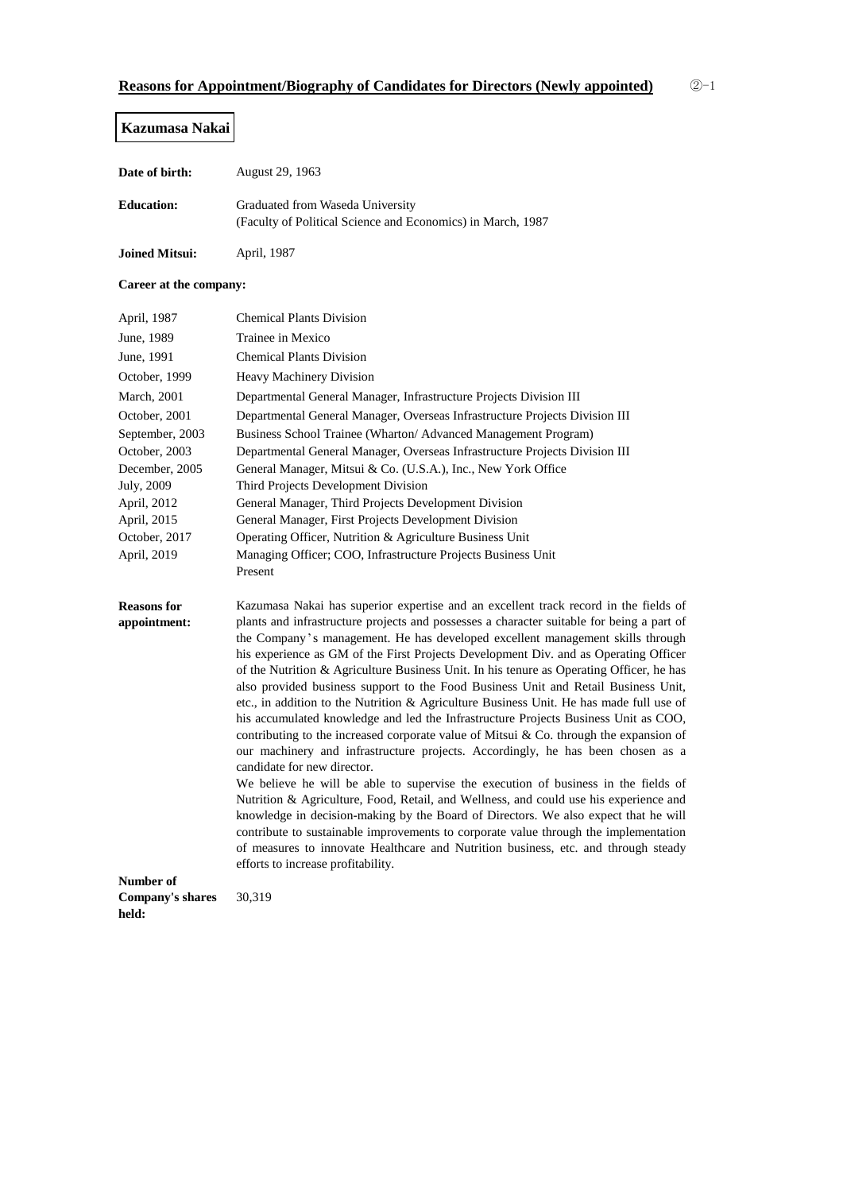## Reasons for Appointment/Biography of Candidates for Directors (Newly appointed)

②-1

### Kazumasa Nakai

**Date of birth:** August 29, 1963

**Education:** Graduated from Waseda University (Faculty of Political Science and Economics) in March, 1987

**Joined Mitsui:** April, 1987

**Career at the company:**

| | |
|---|---|
| April, 1987 | Chemical Plants Division |
| June, 1989 | Trainee in Mexico |
| June, 1991 | Chemical Plants Division |
| October, 1999 | Heavy Machinery Division |
| March, 2001 | Departmental General Manager, Infrastructure Projects Division III |
| October, 2001 | Departmental General Manager, Overseas Infrastructure Projects Division III |
| September, 2003 | Business School Trainee (Wharton/ Advanced Management Program) |
| October, 2003 | Departmental General Manager, Overseas Infrastructure Projects Division III |
| December, 2005 | General Manager, Mitsui & Co. (U.S.A.), Inc., New York Office |
| July, 2009 | Third Projects Development Division |
| April, 2012 | General Manager, Third Projects Development Division |
| April, 2015 | General Manager, First Projects Development Division |
| October, 2017 | Operating Officer, Nutrition & Agriculture Business Unit |
| April, 2019 | Managing Officer; COO, Infrastructure Projects Business Unit<br>Present |

**Reasons for appointment:**

Kazumasa Nakai has superior expertise and an excellent track record in the fields of plants and infrastructure projects and possesses a character suitable for being a part of the Company's management. He has developed excellent management skills through his experience as GM of the First Projects Development Div. and as Operating Officer of the Nutrition & Agriculture Business Unit. In his tenure as Operating Officer, he has also provided business support to the Food Business Unit and Retail Business Unit, etc., in addition to the Nutrition & Agriculture Business Unit. He has made full use of his accumulated knowledge and led the Infrastructure Projects Business Unit as COO, contributing to the increased corporate value of Mitsui & Co. through the expansion of our machinery and infrastructure projects. Accordingly, he has been chosen as a candidate for new director.

We believe he will be able to supervise the execution of business in the fields of Nutrition & Agriculture, Food, Retail, and Wellness, and could use his experience and knowledge in decision-making by the Board of Directors. We also expect that he will contribute to sustainable improvements to corporate value through the implementation of measures to innovate Healthcare and Nutrition business, etc. and through steady efforts to increase profitability.

**Number of Company's shares held:** 30,319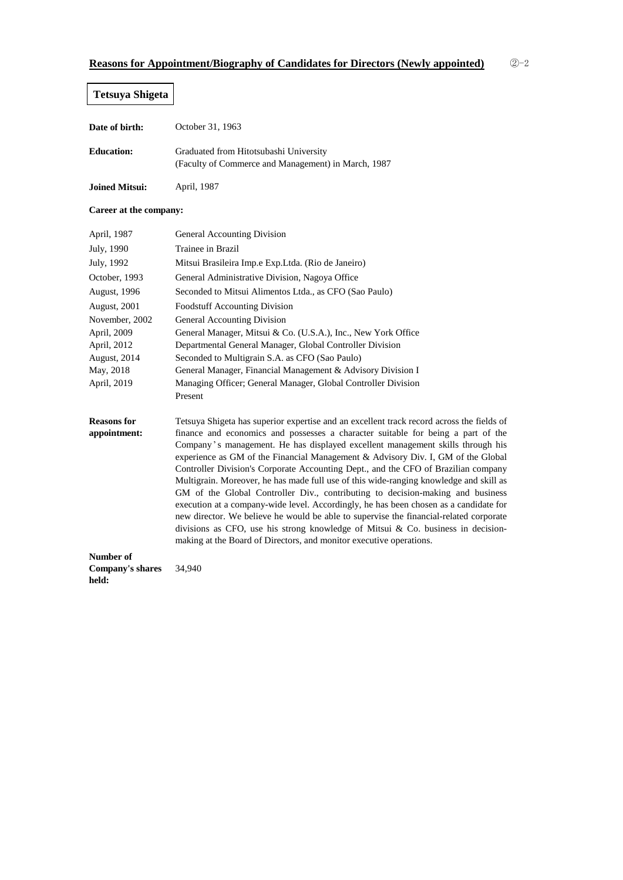## Reasons for Appointment/Biography of Candidates for Directors (Newly appointed)

②-2

### Tetsuya Shigeta

**Date of birth:** October 31, 1963

**Education:** Graduated from Hitotsubashi University
(Faculty of Commerce and Management) in March, 1987

**Joined Mitsui:** April, 1987

**Career at the company:**

| | |
|---|---|
| April, 1987 | General Accounting Division |
| July, 1990 | Trainee in Brazil |
| July, 1992 | Mitsui Brasileira Imp.e Exp.Ltda. (Rio de Janeiro) |
| October, 1993 | General Administrative Division, Nagoya Office |
| August, 1996 | Seconded to Mitsui Alimentos Ltda., as CFO (Sao Paulo) |
| August, 2001 | Foodstuff Accounting Division |
| November, 2002 | General Accounting Division |
| April, 2009 | General Manager, Mitsui & Co. (U.S.A.), Inc., New York Office |
| April, 2012 | Departmental General Manager, Global Controller Division |
| August, 2014 | Seconded to Multigrain S.A. as CFO (Sao Paulo) |
| May, 2018 | General Manager, Financial Management & Advisory Division I |
| April, 2019 | Managing Officer; General Manager, Global Controller Division<br>Present |

**Reasons for appointment:** Tetsuya Shigeta has superior expertise and an excellent track record across the fields of finance and economics and possesses a character suitable for being a part of the Company's management. He has displayed excellent management skills through his experience as GM of the Financial Management & Advisory Div. I, GM of the Global Controller Division's Corporate Accounting Dept., and the CFO of Brazilian company Multigrain. Moreover, he has made full use of this wide-ranging knowledge and skill as GM of the Global Controller Div., contributing to decision-making and business execution at a company-wide level. Accordingly, he has been chosen as a candidate for new director. We believe he would be able to supervise the financial-related corporate divisions as CFO, use his strong knowledge of Mitsui & Co. business in decision-making at the Board of Directors, and monitor executive operations.

**Number of Company's shares held:** 34,940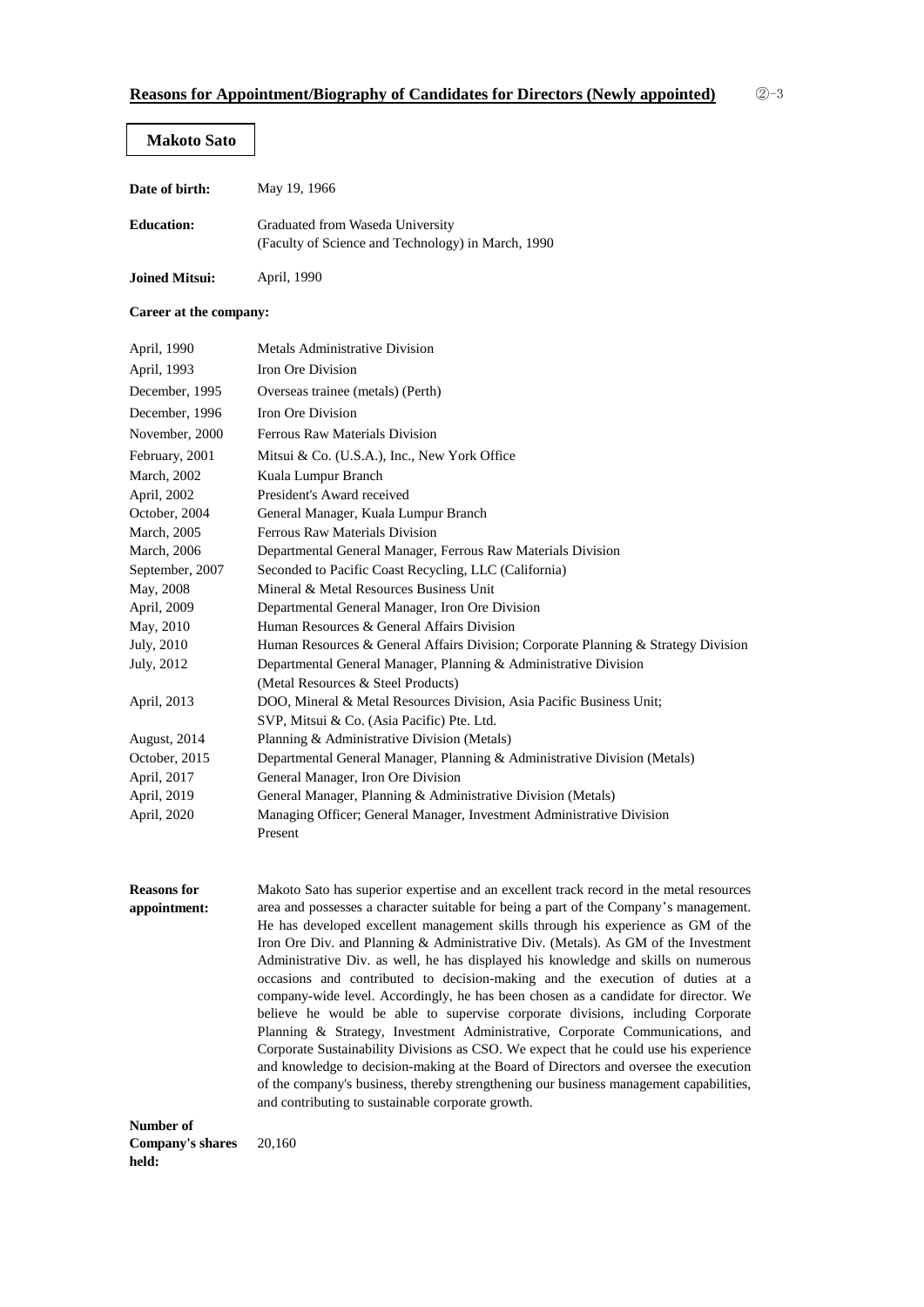## Reasons for Appointment/Biography of Candidates for Directors (Newly appointed)

②-3

### Makoto Sato

**Date of birth:** May 19, 1966

**Education:** Graduated from Waseda University (Faculty of Science and Technology) in March, 1990

**Joined Mitsui:** April, 1990

**Career at the company:**

| | |
|---|---|
| April, 1990 | Metals Administrative Division |
| April, 1993 | Iron Ore Division |
| December, 1995 | Overseas trainee (metals) (Perth) |
| December, 1996 | Iron Ore Division |
| November, 2000 | Ferrous Raw Materials Division |
| February, 2001 | Mitsui & Co. (U.S.A.), Inc., New York Office |
| March, 2002 | Kuala Lumpur Branch |
| April, 2002 | President's Award received |
| October, 2004 | General Manager, Kuala Lumpur Branch |
| March, 2005 | Ferrous Raw Materials Division |
| March, 2006 | Departmental General Manager, Ferrous Raw Materials Division |
| September, 2007 | Seconded to Pacific Coast Recycling, LLC (California) |
| May, 2008 | Mineral & Metal Resources Business Unit |
| April, 2009 | Departmental General Manager, Iron Ore Division |
| May, 2010 | Human Resources & General Affairs Division |
| July, 2010 | Human Resources & General Affairs Division; Corporate Planning & Strategy Division |
| July, 2012 | Departmental General Manager, Planning & Administrative Division (Metal Resources & Steel Products) |
| April, 2013 | DOO, Mineral & Metal Resources Division, Asia Pacific Business Unit; SVP, Mitsui & Co. (Asia Pacific) Pte. Ltd. |
| August, 2014 | Planning & Administrative Division (Metals) |
| October, 2015 | Departmental General Manager, Planning & Administrative Division (Metals) |
| April, 2017 | General Manager, Iron Ore Division |
| April, 2019 | General Manager, Planning & Administrative Division (Metals) |
| April, 2020 | Managing Officer; General Manager, Investment Administrative Division<br>Present |

**Reasons for appointment:**

Makoto Sato has superior expertise and an excellent track record in the metal resources area and possesses a character suitable for being a part of the Company's management. He has developed excellent management skills through his experience as GM of the Iron Ore Div. and Planning & Administrative Div. (Metals). As GM of the Investment Administrative Div. as well, he has displayed his knowledge and skills on numerous occasions and contributed to decision-making and the execution of duties at a company-wide level. Accordingly, he has been chosen as a candidate for director. We believe he would be able to supervise corporate divisions, including Corporate Planning & Strategy, Investment Administrative, Corporate Communications, and Corporate Sustainability Divisions as CSO. We expect that he could use his experience and knowledge to decision-making at the Board of Directors and oversee the execution of the company's business, thereby strengthening our business management capabilities, and contributing to sustainable corporate growth.

**Number of Company's shares held:** 20,160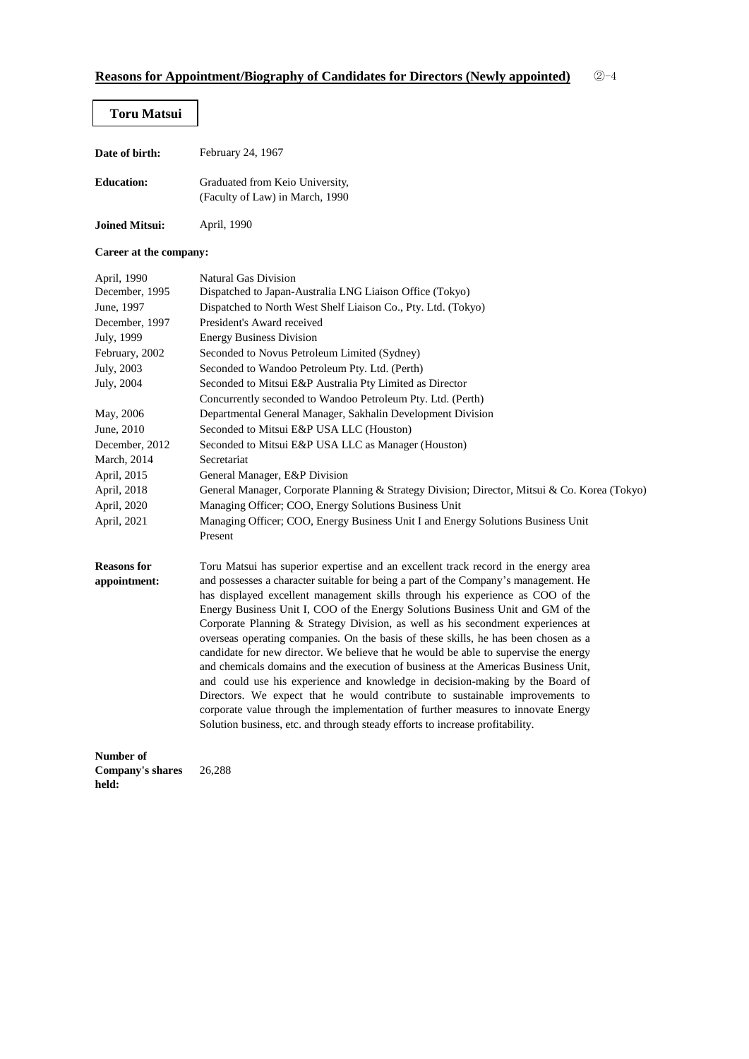## Reasons for Appointment/Biography of Candidates for Directors (Newly appointed) ②-4

### Toru Matsui

**Date of birth:** February 24, 1967

**Education:** Graduated from Keio University, (Faculty of Law) in March, 1990

**Joined Mitsui:** April, 1990

**Career at the company:**

| | |
|---|---|
| April, 1990 | Natural Gas Division |
| December, 1995 | Dispatched to Japan-Australia LNG Liaison Office (Tokyo) |
| June, 1997 | Dispatched to North West Shelf Liaison Co., Pty. Ltd. (Tokyo) |
| December, 1997 | President's Award received |
| July, 1999 | Energy Business Division |
| February, 2002 | Seconded to Novus Petroleum Limited (Sydney) |
| July, 2003 | Seconded to Wandoo Petroleum Pty. Ltd. (Perth) |
| July, 2004 | Seconded to Mitsui E&P Australia Pty Limited as Director<br>Concurrently seconded to Wandoo Petroleum Pty. Ltd. (Perth) |
| May, 2006 | Departmental General Manager, Sakhalin Development Division |
| June, 2010 | Seconded to Mitsui E&P USA LLC (Houston) |
| December, 2012 | Seconded to Mitsui E&P USA LLC as Manager (Houston) |
| March, 2014 | Secretariat |
| April, 2015 | General Manager, E&P Division |
| April, 2018 | General Manager, Corporate Planning & Strategy Division; Director, Mitsui & Co. Korea (Tokyo) |
| April, 2020 | Managing Officer; COO, Energy Solutions Business Unit |
| April, 2021 | Managing Officer; COO, Energy Business Unit I and Energy Solutions Business Unit<br>Present |

**Reasons for appointment:** Toru Matsui has superior expertise and an excellent track record in the energy area and possesses a character suitable for being a part of the Company's management. He has displayed excellent management skills through his experience as COO of the Energy Business Unit I, COO of the Energy Solutions Business Unit and GM of the Corporate Planning & Strategy Division, as well as his secondment experiences at overseas operating companies. On the basis of these skills, he has been chosen as a candidate for new director. We believe that he would be able to supervise the energy and chemicals domains and the execution of business at the Americas Business Unit, and could use his experience and knowledge in decision-making by the Board of Directors. We expect that he would contribute to sustainable improvements to corporate value through the implementation of further measures to innovate Energy Solution business, etc. and through steady efforts to increase profitability.

**Number of Company's shares held:** 26,288